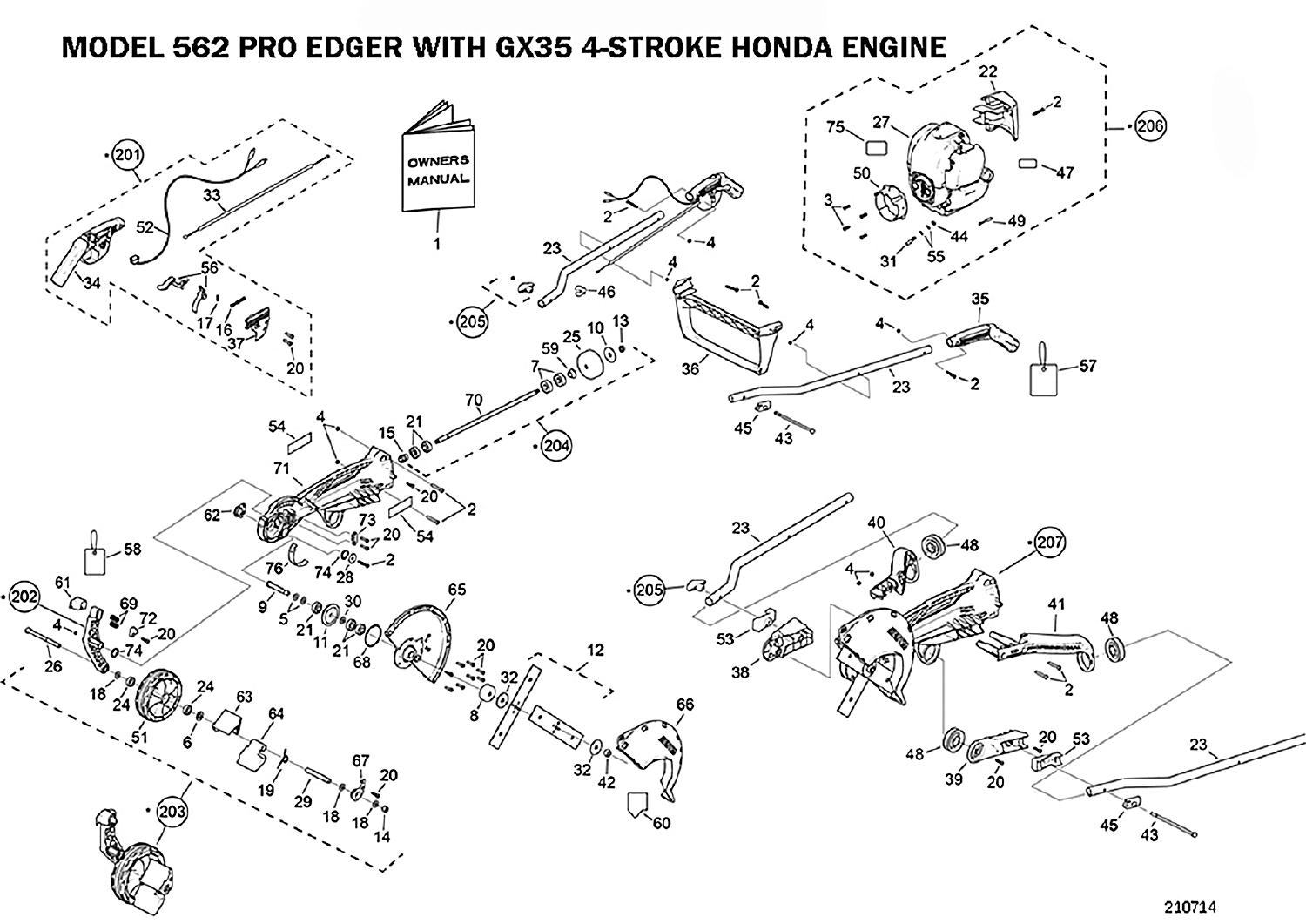# MODEL 562 PRO EDGER WITH GX35 4-STROKE HONDA ENGINE

210714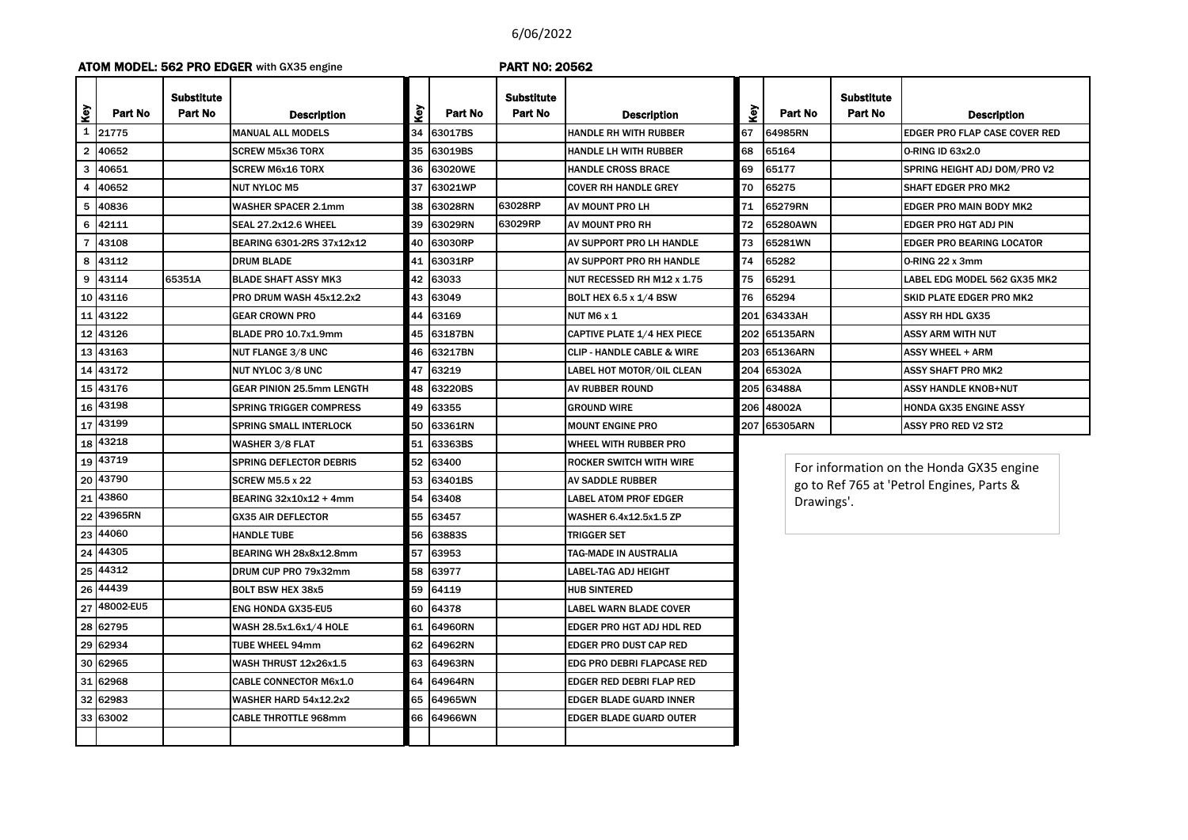6/06/2022

**ATOM MODEL: 562 PRO EDGER** with GX35 engine **PART NO: 20562**

| Key | Part No | Substitute Part No | Description | Key | Part No | Substitute Part No | Description | Key | Part No | Substitute Part No | Description |
|---|---|---|---|---|---|---|---|---|---|---|---|
| 1 | 21775 | | MANUAL ALL MODELS | 34 | 63017BS | | HANDLE RH WITH RUBBER | 67 | 64985RN | | EDGER PRO FLAP CASE COVER RED |
| 2 | 40652 | | SCREW M5x36 TORX | 35 | 63019BS | | HANDLE LH WITH RUBBER | 68 | 65164 | | O-RING ID 63x2.0 |
| 3 | 40651 | | SCREW M6x16 TORX | 36 | 63020WE | | HANDLE CROSS BRACE | 69 | 65177 | | SPRING HEIGHT ADJ DOM/PRO V2 |
| 4 | 40652 | | NUT NYLOC M5 | 37 | 63021WP | | COVER RH HANDLE GREY | 70 | 65275 | | SHAFT EDGER PRO MK2 |
| 5 | 40836 | | WASHER SPACER 2.1mm | 38 | 63028RN | 63028RP | AV MOUNT PRO LH | 71 | 65279RN | | EDGER PRO MAIN BODY MK2 |
| 6 | 42111 | | SEAL 27.2x12.6 WHEEL | 39 | 63029RN | 63029RP | AV MOUNT PRO RH | 72 | 65280AWN | | EDGER PRO HGT ADJ PIN |
| 7 | 43108 | | BEARING 6301-2RS 37x12x12 | 40 | 63030RP | | AV SUPPORT PRO LH HANDLE | 73 | 65281WN | | EDGER PRO BEARING LOCATOR |
| 8 | 43112 | | DRUM BLADE | 41 | 63031RP | | AV SUPPORT PRO RH HANDLE | 74 | 65282 | | O-RING 22 x 3mm |
| 9 | 43114 | 65351A | BLADE SHAFT ASSY MK3 | 42 | 63033 | | NUT RECESSED RH M12 x 1.75 | 75 | 65291 | | LABEL EDG MODEL 562 GX35 MK2 |
| 10 | 43116 | | PRO DRUM WASH 45x12.2x2 | 43 | 63049 | | BOLT HEX 6.5 x 1/4 BSW | 76 | 65294 | | SKID PLATE EDGER PRO MK2 |
| 11 | 43122 | | GEAR CROWN PRO | 44 | 63169 | | NUT M6 x 1 | 201 | 63433AH | | ASSY RH HDL GX35 |
| 12 | 43126 | | BLADE PRO 10.7x1.9mm | 45 | 63187BN | | CAPTIVE PLATE 1/4 HEX PIECE | 202 | 65135ARN | | ASSY ARM WITH NUT |
| 13 | 43163 | | NUT FLANGE 3/8 UNC | 46 | 63217BN | | CLIP - HANDLE CABLE & WIRE | 203 | 65136ARN | | ASSY WHEEL + ARM |
| 14 | 43172 | | NUT NYLOC 3/8 UNC | 47 | 63219 | | LABEL HOT MOTOR/OIL CLEAN | 204 | 65302A | | ASSY SHAFT PRO MK2 |
| 15 | 43176 | | GEAR PINION 25.5mm LENGTH | 48 | 63220BS | | AV RUBBER ROUND | 205 | 63488A | | ASSY HANDLE KNOB+NUT |
| 16 | 43198 | | SPRING TRIGGER COMPRESS | 49 | 63355 | | GROUND WIRE | 206 | 48002A | | HONDA GX35 ENGINE ASSY |
| 17 | 43199 | | SPRING SMALL INTERLOCK | 50 | 63361RN | | MOUNT ENGINE PRO | 207 | 65305ARN | | ASSY PRO RED V2 ST2 |
| 18 | 43218 | | WASHER 3/8 FLAT | 51 | 63363BS | | WHEEL WITH RUBBER PRO | | | | |
| 19 | 43719 | | SPRING DEFLECTOR DEBRIS | 52 | 63400 | | ROCKER SWITCH WITH WIRE | | | | |
| 20 | 43790 | | SCREW M5.5 x 22 | 53 | 63401BS | | AV SADDLE RUBBER | | | | |
| 21 | 43860 | | BEARING 32x10x12 + 4mm | 54 | 63408 | | LABEL ATOM PROF EDGER | | | | |
| 22 | 43965RN | | GX35 AIR DEFLECTOR | 55 | 63457 | | WASHER 6.4x12.5x1.5 ZP | | | | |
| 23 | 44060 | | HANDLE TUBE | 56 | 63883S | | TRIGGER SET | | | | |
| 24 | 44305 | | BEARING WH 28x8x12.8mm | 57 | 63953 | | TAG-MADE IN AUSTRALIA | | | | |
| 25 | 44312 | | DRUM CUP PRO 79x32mm | 58 | 63977 | | LABEL-TAG ADJ HEIGHT | | | | |
| 26 | 44439 | | BOLT BSW HEX 38x5 | 59 | 64119 | | HUB SINTERED | | | | |
| 27 | 48002-EU5 | | ENG HONDA GX35-EU5 | 60 | 64378 | | LABEL WARN BLADE COVER | | | | |
| 28 | 62795 | | WASH 28.5x1.6x1/4 HOLE | 61 | 64960RN | | EDGER PRO HGT ADJ HDL RED | | | | |
| 29 | 62934 | | TUBE WHEEL 94mm | 62 | 64962RN | | EDGER PRO DUST CAP RED | | | | |
| 30 | 62965 | | WASH THRUST 12x26x1.5 | 63 | 64963RN | | EDG PRO DEBRI FLAPCASE RED | | | | |
| 31 | 62968 | | CABLE CONNECTOR M6x1.0 | 64 | 64964RN | | EDGER RED DEBRI FLAP RED | | | | |
| 32 | 62983 | | WASHER HARD 54x12.2x2 | 65 | 64965WN | | EDGER BLADE GUARD INNER | | | | |
| 33 | 63002 | | CABLE THROTTLE 968mm | 66 | 64966WN | | EDGER BLADE GUARD OUTER | | | | |

For information on the Honda GX35 engine go to Ref 765 at 'Petrol Engines, Parts & Drawings'.